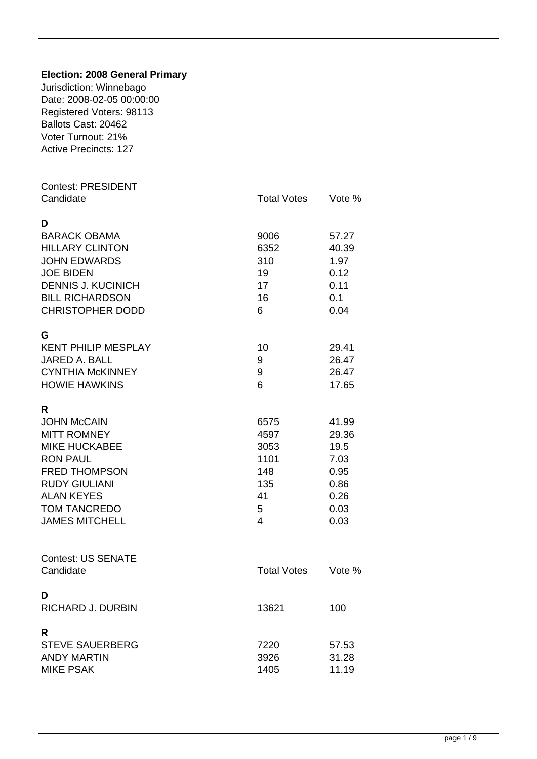**Election: 2008 General Primary**
Jurisdiction: Winnebago
Date: 2008-02-05 00:00:00
Registered Voters: 98113
Ballots Cast: 20462
Voter Turnout: 21%
Active Precincts: 127

Contest: PRESIDENT

| Candidate | Total Votes | Vote % |
|---|---|---|
| **D** | | |
| BARACK OBAMA | 9006 | 57.27 |
| HILLARY CLINTON | 6352 | 40.39 |
| JOHN EDWARDS | 310 | 1.97 |
| JOE BIDEN | 19 | 0.12 |
| DENNIS J. KUCINICH | 17 | 0.11 |
| BILL RICHARDSON | 16 | 0.1 |
| CHRISTOPHER DODD | 6 | 0.04 |
| **G** | | |
| KENT PHILIP MESPLAY | 10 | 29.41 |
| JARED A. BALL | 9 | 26.47 |
| CYNTHIA McKINNEY | 9 | 26.47 |
| HOWIE HAWKINS | 6 | 17.65 |
| **R** | | |
| JOHN McCAIN | 6575 | 41.99 |
| MITT ROMNEY | 4597 | 29.36 |
| MIKE HUCKABEE | 3053 | 19.5 |
| RON PAUL | 1101 | 7.03 |
| FRED THOMPSON | 148 | 0.95 |
| RUDY GIULIANI | 135 | 0.86 |
| ALAN KEYES | 41 | 0.26 |
| TOM TANCREDO | 5 | 0.03 |
| JAMES MITCHELL | 4 | 0.03 |

Contest: US SENATE

| Candidate | Total Votes | Vote % |
|---|---|---|
| **D** | | |
| RICHARD J. DURBIN | 13621 | 100 |
| **R** | | |
| STEVE SAUERBERG | 7220 | 57.53 |
| ANDY MARTIN | 3926 | 31.28 |
| MIKE PSAK | 1405 | 11.19 |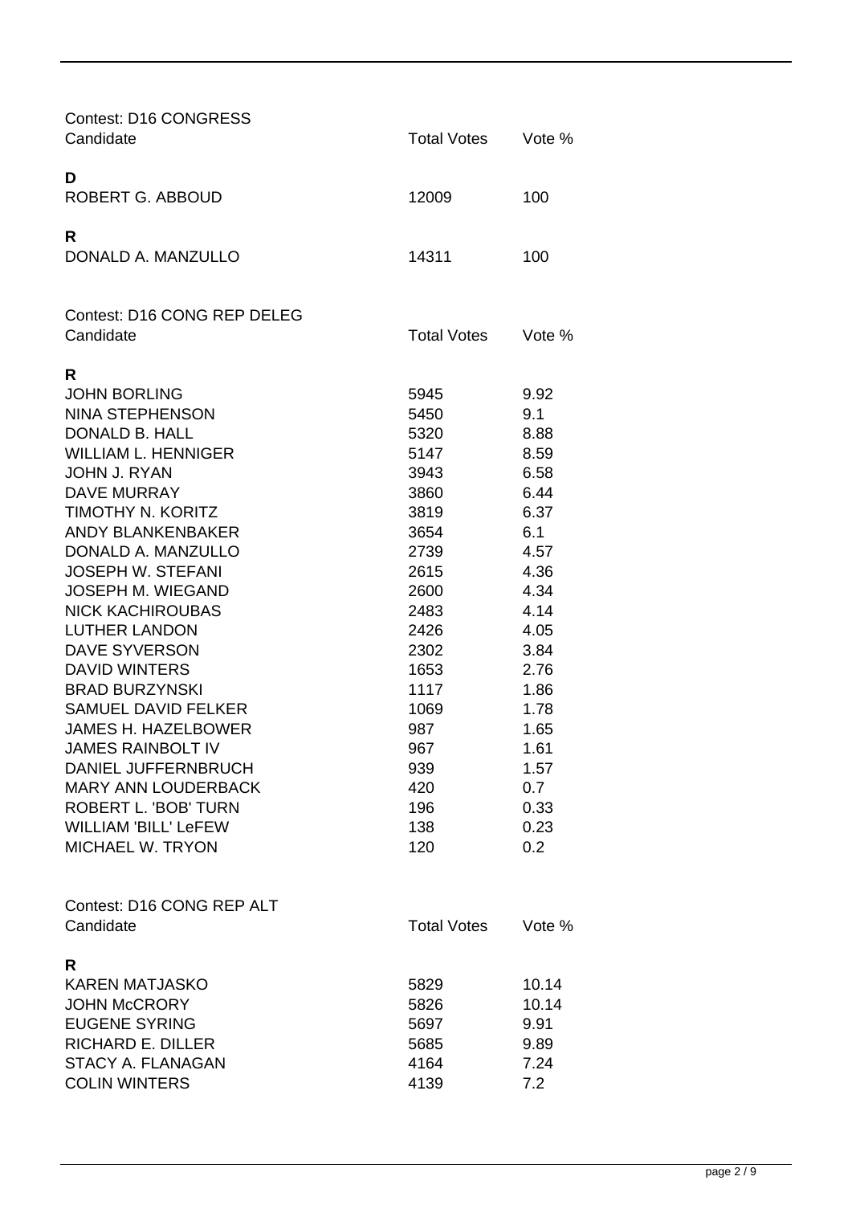Contest: D16 CONGRESS

| Candidate | Total Votes | Vote % |
|---|---|---|
| **D** | | |
| ROBERT G. ABBOUD | 12009 | 100 |
| **R** | | |
| DONALD A. MANZULLO | 14311 | 100 |

Contest: D16 CONG REP DELEG

| Candidate | Total Votes | Vote % |
|---|---|---|
| **R** | | |
| JOHN BORLING | 5945 | 9.92 |
| NINA STEPHENSON | 5450 | 9.1 |
| DONALD B. HALL | 5320 | 8.88 |
| WILLIAM L. HENNIGER | 5147 | 8.59 |
| JOHN J. RYAN | 3943 | 6.58 |
| DAVE MURRAY | 3860 | 6.44 |
| TIMOTHY N. KORITZ | 3819 | 6.37 |
| ANDY BLANKENBAKER | 3654 | 6.1 |
| DONALD A. MANZULLO | 2739 | 4.57 |
| JOSEPH W. STEFANI | 2615 | 4.36 |
| JOSEPH M. WIEGAND | 2600 | 4.34 |
| NICK KACHIROUBAS | 2483 | 4.14 |
| LUTHER LANDON | 2426 | 4.05 |
| DAVE SYVERSON | 2302 | 3.84 |
| DAVID WINTERS | 1653 | 2.76 |
| BRAD BURZYNSKI | 1117 | 1.86 |
| SAMUEL DAVID FELKER | 1069 | 1.78 |
| JAMES H. HAZELBOWER | 987 | 1.65 |
| JAMES RAINBOLT IV | 967 | 1.61 |
| DANIEL JUFFERNBRUCH | 939 | 1.57 |
| MARY ANN LOUDERBACK | 420 | 0.7 |
| ROBERT L. 'BOB' TURN | 196 | 0.33 |
| WILLIAM 'BILL' LeFEW | 138 | 0.23 |
| MICHAEL W. TRYON | 120 | 0.2 |

Contest: D16 CONG REP ALT

| Candidate | Total Votes | Vote % |
|---|---|---|
| **R** | | |
| KAREN MATJASKO | 5829 | 10.14 |
| JOHN McCRORY | 5826 | 10.14 |
| EUGENE SYRING | 5697 | 9.91 |
| RICHARD E. DILLER | 5685 | 9.89 |
| STACY A. FLANAGAN | 4164 | 7.24 |
| COLIN WINTERS | 4139 | 7.2 |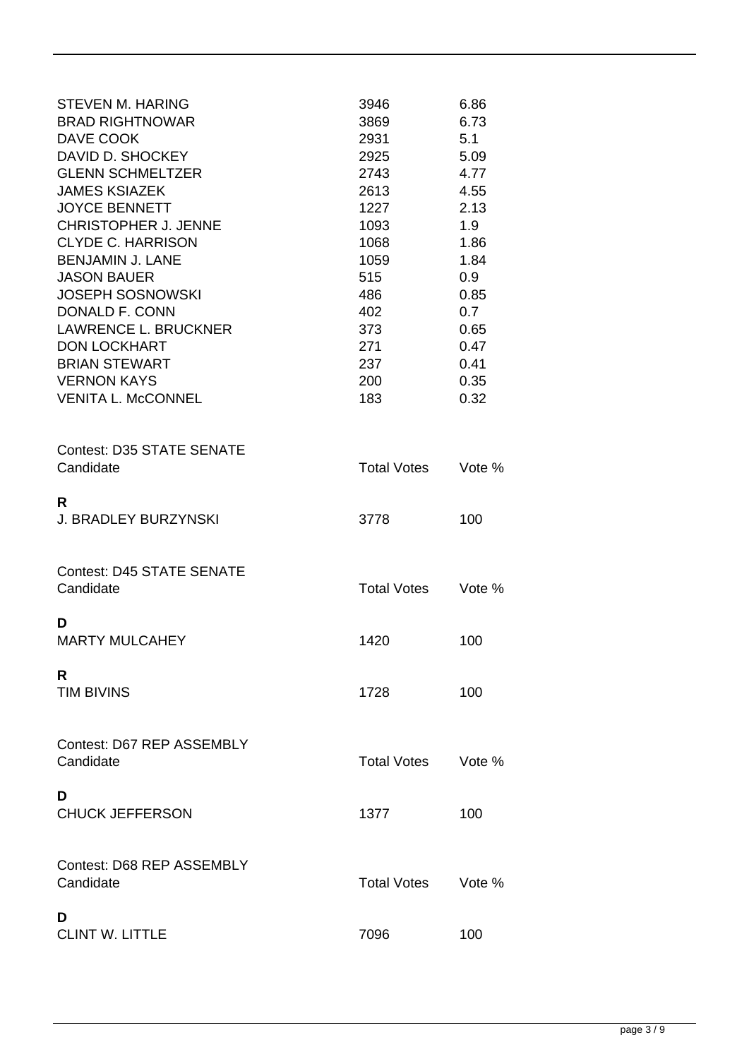| | | |
|---|---|---|
| STEVEN M. HARING | 3946 | 6.86 |
| BRAD RIGHTNOWAR | 3869 | 6.73 |
| DAVE COOK | 2931 | 5.1 |
| DAVID D. SHOCKEY | 2925 | 5.09 |
| GLENN SCHMELTZER | 2743 | 4.77 |
| JAMES KSIAZEK | 2613 | 4.55 |
| JOYCE BENNETT | 1227 | 2.13 |
| CHRISTOPHER J. JENNE | 1093 | 1.9 |
| CLYDE C. HARRISON | 1068 | 1.86 |
| BENJAMIN J. LANE | 1059 | 1.84 |
| JASON BAUER | 515 | 0.9 |
| JOSEPH SOSNOWSKI | 486 | 0.85 |
| DONALD F. CONN | 402 | 0.7 |
| LAWRENCE L. BRUCKNER | 373 | 0.65 |
| DON LOCKHART | 271 | 0.47 |
| BRIAN STEWART | 237 | 0.41 |
| VERNON KAYS | 200 | 0.35 |
| VENITA L. McCONNEL | 183 | 0.32 |

Contest: D35 STATE SENATE

| Candidate | Total Votes | Vote % |
|---|---|---|
| **R** | | |
| J. BRADLEY BURZYNSKI | 3778 | 100 |

Contest: D45 STATE SENATE

| Candidate | Total Votes | Vote % |
|---|---|---|
| **D** | | |
| MARTY MULCAHEY | 1420 | 100 |
| **R** | | |
| TIM BIVINS | 1728 | 100 |

Contest: D67 REP ASSEMBLY

| Candidate | Total Votes | Vote % |
|---|---|---|
| **D** | | |
| CHUCK JEFFERSON | 1377 | 100 |

Contest: D68 REP ASSEMBLY

| Candidate | Total Votes | Vote % |
|---|---|---|
| **D** | | |
| CLINT W. LITTLE | 7096 | 100 |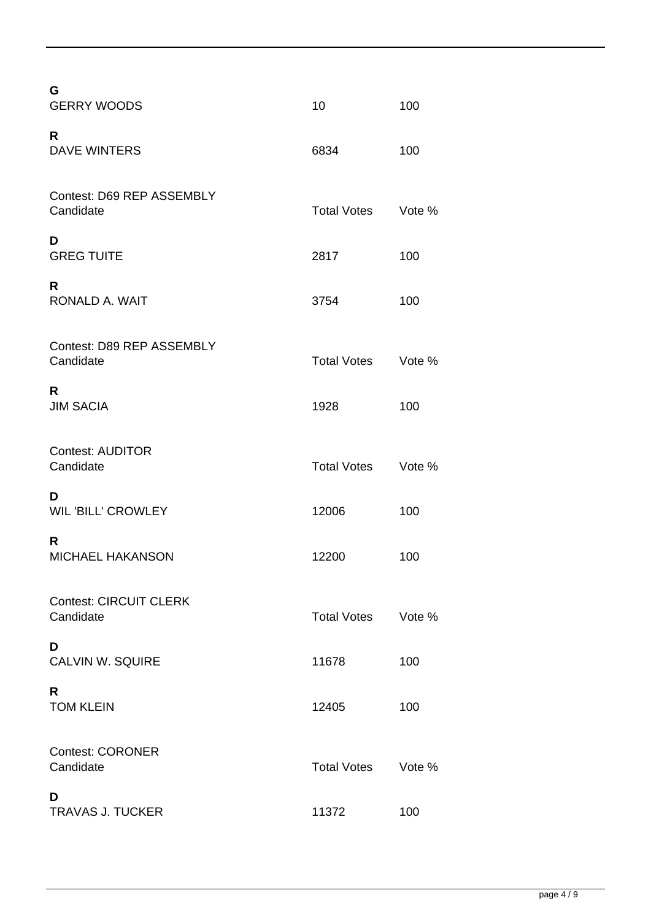| Candidate | Total Votes | Vote % |
|---|---|---|
| **G** | | |
| GERRY WOODS | 10 | 100 |
| **R** | | |
| DAVE WINTERS | 6834 | 100 |

Contest: D69 REP ASSEMBLY

| Candidate | Total Votes | Vote % |
|---|---|---|
| **D** | | |
| GREG TUITE | 2817 | 100 |
| **R** | | |
| RONALD A. WAIT | 3754 | 100 |

Contest: D89 REP ASSEMBLY

| Candidate | Total Votes | Vote % |
|---|---|---|
| **R** | | |
| JIM SACIA | 1928 | 100 |

Contest: AUDITOR

| Candidate | Total Votes | Vote % |
|---|---|---|
| **D** | | |
| WIL 'BILL' CROWLEY | 12006 | 100 |
| **R** | | |
| MICHAEL HAKANSON | 12200 | 100 |

Contest: CIRCUIT CLERK

| Candidate | Total Votes | Vote % |
|---|---|---|
| **D** | | |
| CALVIN W. SQUIRE | 11678 | 100 |
| **R** | | |
| TOM KLEIN | 12405 | 100 |

Contest: CORONER

| Candidate | Total Votes | Vote % |
|---|---|---|
| **D** | | |
| TRAVAS J. TUCKER | 11372 | 100 |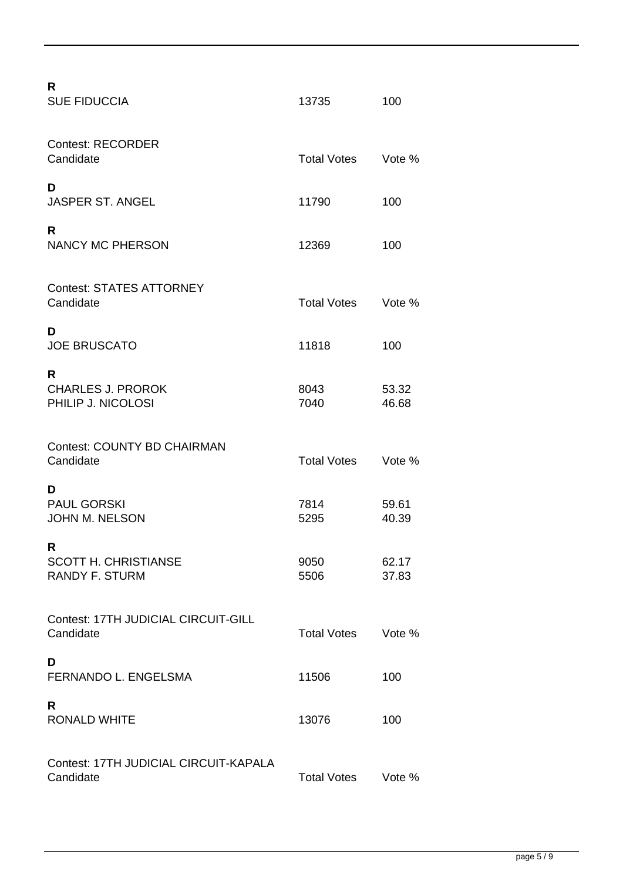**R**

| | | |
|---|---|---|
| SUE FIDUCCIA | 13735 | 100 |

Contest: RECORDER

| Candidate | Total Votes | Vote % |
|---|---|---|
| **D** | | |
| JASPER ST. ANGEL | 11790 | 100 |
| **R** | | |
| NANCY MC PHERSON | 12369 | 100 |

Contest: STATES ATTORNEY

| Candidate | Total Votes | Vote % |
|---|---|---|
| **D** | | |
| JOE BRUSCATO | 11818 | 100 |
| **R** | | |
| CHARLES J. PROROK | 8043 | 53.32 |
| PHILIP J. NICOLOSI | 7040 | 46.68 |

Contest: COUNTY BD CHAIRMAN

| Candidate | Total Votes | Vote % |
|---|---|---|
| **D** | | |
| PAUL GORSKI | 7814 | 59.61 |
| JOHN M. NELSON | 5295 | 40.39 |
| **R** | | |
| SCOTT H. CHRISTIANSE | 9050 | 62.17 |
| RANDY F. STURM | 5506 | 37.83 |

Contest: 17TH JUDICIAL CIRCUIT-GILL

| Candidate | Total Votes | Vote % |
|---|---|---|
| **D** | | |
| FERNANDO L. ENGELSMA | 11506 | 100 |
| **R** | | |
| RONALD WHITE | 13076 | 100 |

Contest: 17TH JUDICIAL CIRCUIT-KAPALA

| Candidate | Total Votes | Vote % |
|---|---|---|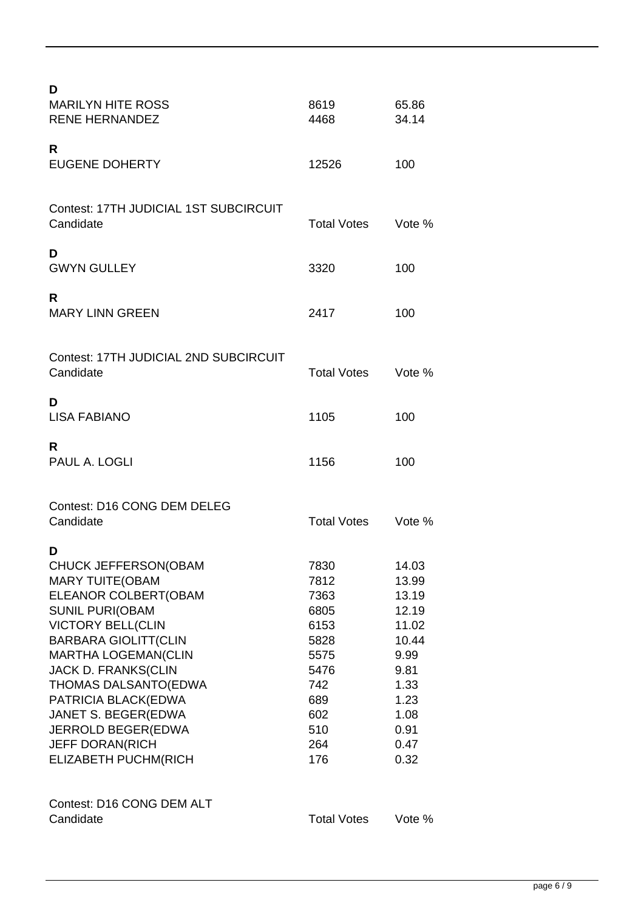| | | |
|---|---|---|
| **D** | | |
| MARILYN HITE ROSS | 8619 | 65.86 |
| RENE HERNANDEZ | 4468 | 34.14 |
| **R** | | |
| EUGENE DOHERTY | 12526 | 100 |

Contest: 17TH JUDICIAL 1ST SUBCIRCUIT

| Candidate | Total Votes | Vote % |
|---|---|---|
| **D** | | |
| GWYN GULLEY | 3320 | 100 |
| **R** | | |
| MARY LINN GREEN | 2417 | 100 |

Contest: 17TH JUDICIAL 2ND SUBCIRCUIT

| Candidate | Total Votes | Vote % |
|---|---|---|
| **D** | | |
| LISA FABIANO | 1105 | 100 |
| **R** | | |
| PAUL A. LOGLI | 1156 | 100 |

Contest: D16 CONG DEM DELEG

| Candidate | Total Votes | Vote % |
|---|---|---|
| **D** | | |
| CHUCK JEFFERSON(OBAM | 7830 | 14.03 |
| MARY TUITE(OBAM | 7812 | 13.99 |
| ELEANOR COLBERT(OBAM | 7363 | 13.19 |
| SUNIL PURI(OBAM | 6805 | 12.19 |
| VICTORY BELL(CLIN | 6153 | 11.02 |
| BARBARA GIOLITT(CLIN | 5828 | 10.44 |
| MARTHA LOGEMAN(CLIN | 5575 | 9.99 |
| JACK D. FRANKS(CLIN | 5476 | 9.81 |
| THOMAS DALSANTO(EDWA | 742 | 1.33 |
| PATRICIA BLACK(EDWA | 689 | 1.23 |
| JANET S. BEGER(EDWA | 602 | 1.08 |
| JERROLD BEGER(EDWA | 510 | 0.91 |
| JEFF DORAN(RICH | 264 | 0.47 |
| ELIZABETH PUCHM(RICH | 176 | 0.32 |

Contest: D16 CONG DEM ALT

| Candidate | Total Votes | Vote % |
|---|---|---|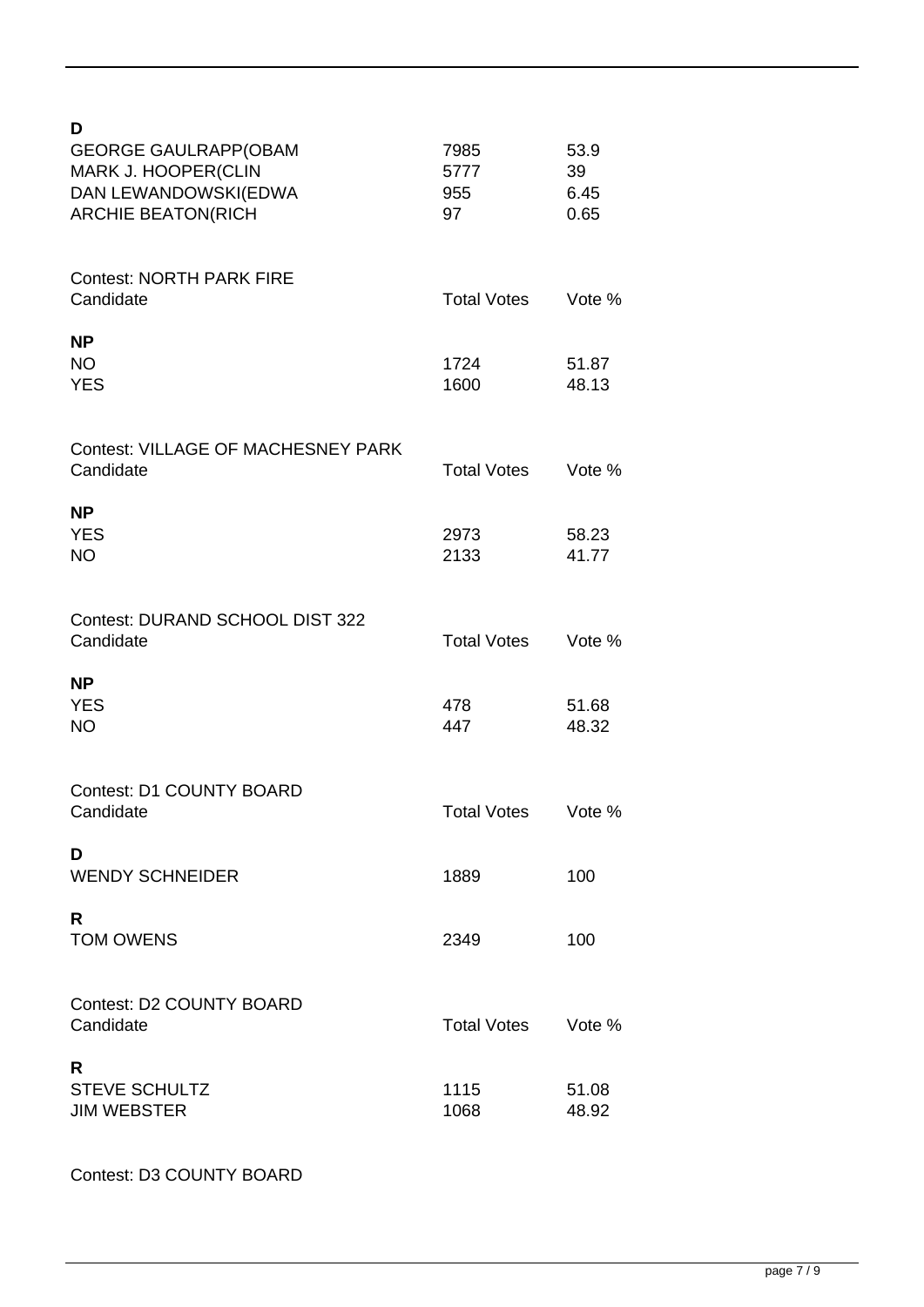**D**

| Candidate | Total Votes | Vote % |
|---|---|---|
| GEORGE GAULRAPP(OBAM | 7985 | 53.9 |
| MARK J. HOOPER(CLIN | 5777 | 39 |
| DAN LEWANDOWSKI(EDWA | 955 | 6.45 |
| ARCHIE BEATON(RICH | 97 | 0.65 |

Contest: NORTH PARK FIRE

| Candidate | Total Votes | Vote % |
|---|---|---|
| **NP** | | |
| NO | 1724 | 51.87 |
| YES | 1600 | 48.13 |

Contest: VILLAGE OF MACHESNEY PARK

| Candidate | Total Votes | Vote % |
|---|---|---|
| **NP** | | |
| YES | 2973 | 58.23 |
| NO | 2133 | 41.77 |

Contest: DURAND SCHOOL DIST 322

| Candidate | Total Votes | Vote % |
|---|---|---|
| **NP** | | |
| YES | 478 | 51.68 |
| NO | 447 | 48.32 |

Contest: D1 COUNTY BOARD

| Candidate | Total Votes | Vote % |
|---|---|---|
| **D** | | |
| WENDY SCHNEIDER | 1889 | 100 |
| **R** | | |
| TOM OWENS | 2349 | 100 |

Contest: D2 COUNTY BOARD

| Candidate | Total Votes | Vote % |
|---|---|---|
| **R** | | |
| STEVE SCHULTZ | 1115 | 51.08 |
| JIM WEBSTER | 1068 | 48.92 |

Contest: D3 COUNTY BOARD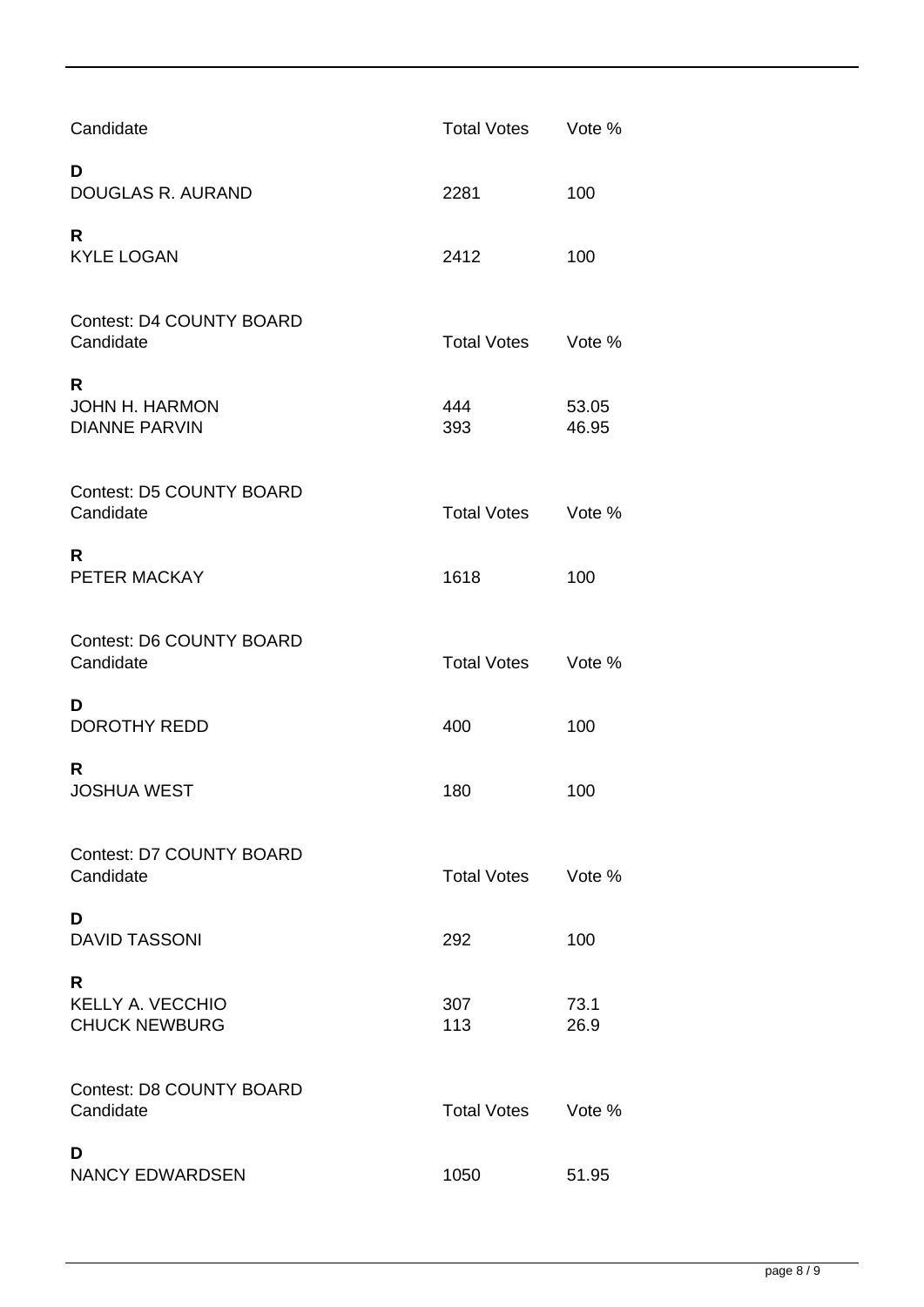| Candidate | Total Votes | Vote % |
|---|---|---|
| **D** | | |
| DOUGLAS R. AURAND | 2281 | 100 |
| **R** | | |
| KYLE LOGAN | 2412 | 100 |

Contest: D4 COUNTY BOARD

| Candidate | Total Votes | Vote % |
|---|---|---|
| **R** | | |
| JOHN H. HARMON | 444 | 53.05 |
| DIANNE PARVIN | 393 | 46.95 |

Contest: D5 COUNTY BOARD

| Candidate | Total Votes | Vote % |
|---|---|---|
| **R** | | |
| PETER MACKAY | 1618 | 100 |

Contest: D6 COUNTY BOARD

| Candidate | Total Votes | Vote % |
|---|---|---|
| **D** | | |
| DOROTHY REDD | 400 | 100 |
| **R** | | |
| JOSHUA WEST | 180 | 100 |

Contest: D7 COUNTY BOARD

| Candidate | Total Votes | Vote % |
|---|---|---|
| **D** | | |
| DAVID TASSONI | 292 | 100 |
| **R** | | |
| KELLY A. VECCHIO | 307 | 73.1 |
| CHUCK NEWBURG | 113 | 26.9 |

Contest: D8 COUNTY BOARD

| Candidate | Total Votes | Vote % |
|---|---|---|
| **D** | | |
| NANCY EDWARDSEN | 1050 | 51.95 |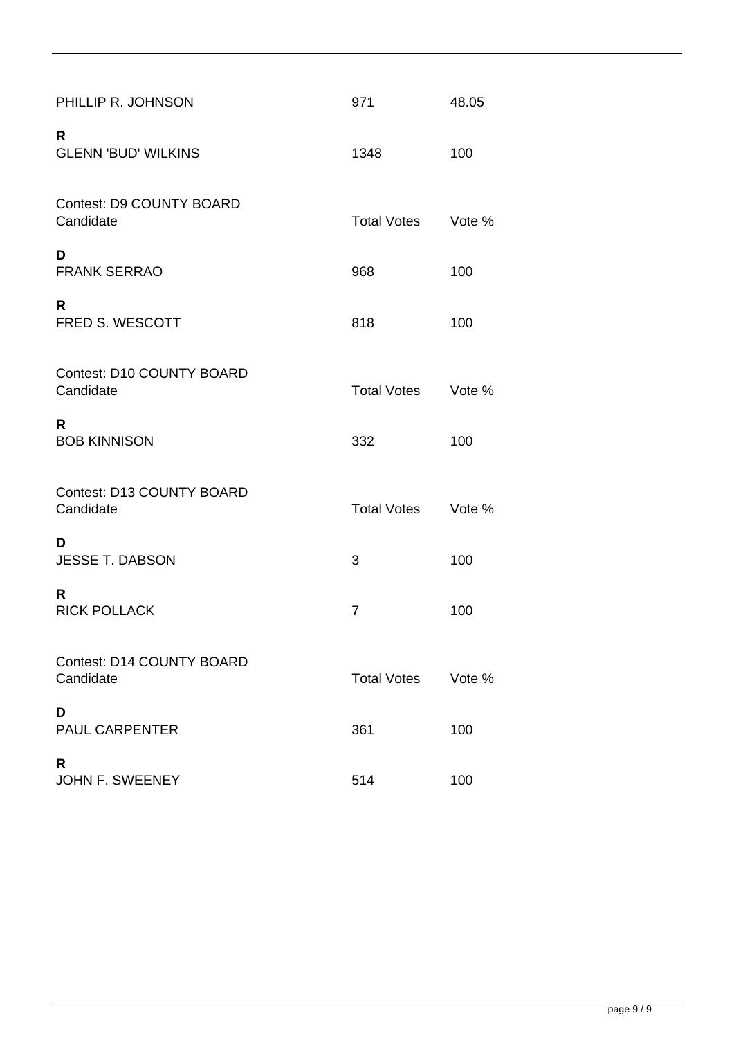| | | |
|---|---|---|
| PHILLIP R. JOHNSON | 971 | 48.05 |
| **R** GLENN 'BUD' WILKINS | 1348 | 100 |

Contest: D9 COUNTY BOARD

| Candidate | Total Votes | Vote % |
|---|---|---|
| **D** FRANK SERRAO | 968 | 100 |
| **R** FRED S. WESCOTT | 818 | 100 |

Contest: D10 COUNTY BOARD

| Candidate | Total Votes | Vote % |
|---|---|---|
| **R** BOB KINNISON | 332 | 100 |

Contest: D13 COUNTY BOARD

| Candidate | Total Votes | Vote % |
|---|---|---|
| **D** JESSE T. DABSON | 3 | 100 |
| **R** RICK POLLACK | 7 | 100 |

Contest: D14 COUNTY BOARD

| Candidate | Total Votes | Vote % |
|---|---|---|
| **D** PAUL CARPENTER | 361 | 100 |
| **R** JOHN F. SWEENEY | 514 | 100 |